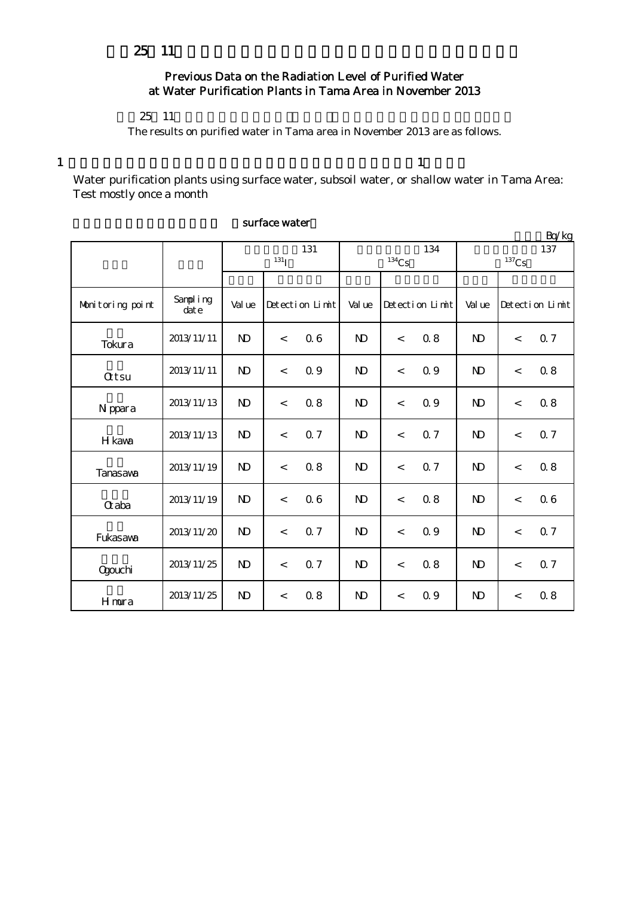# 25 11

## Previous Data on the Radiation Level of Purified Water at Water Purification Plants in Tama Area in November 2013

25 11

The results on purified water in Tama area in November 2013 are as follows.

1 1

Water purification plants using surface water, subsoil water, or shallow water in Tama Area: Test mostly once a month

surface water

Bq/kg

| | | 131 $^{131}$I | | | 134 $^{134}$Cs | | | 137 $^{137}$Cs | | |
|---|---|---|---|---|---|---|---|---|---|---|
| Monitoring point | Sampling date | Value | Detection Limit | | Value | Detection Limit | | Value | Detection Limit | |
| Tokura | 2013/11/11 | ND | < | 0.6 | ND | < | 0.8 | ND | < | 0.7 |
| Ottsu | 2013/11/11 | ND | < | 0.9 | ND | < | 0.9 | ND | < | 0.8 |
| Nippara | 2013/11/13 | ND | < | 0.8 | ND | < | 0.9 | ND | < | 0.8 |
| Hikawa | 2013/11/13 | ND | < | 0.7 | ND | < | 0.7 | ND | < | 0.7 |
| Tanasawa | 2013/11/19 | ND | < | 0.8 | ND | < | 0.7 | ND | < | 0.8 |
| Otaba | 2013/11/19 | ND | < | 0.6 | ND | < | 0.8 | ND | < | 0.6 |
| Fukasawa | 2013/11/20 | ND | < | 0.7 | ND | < | 0.9 | ND | < | 0.7 |
| Ogouchi | 2013/11/25 | ND | < | 0.7 | ND | < | 0.8 | ND | < | 0.7 |
| Himura | 2013/11/25 | ND | < | 0.8 | ND | < | 0.9 | ND | < | 0.8 |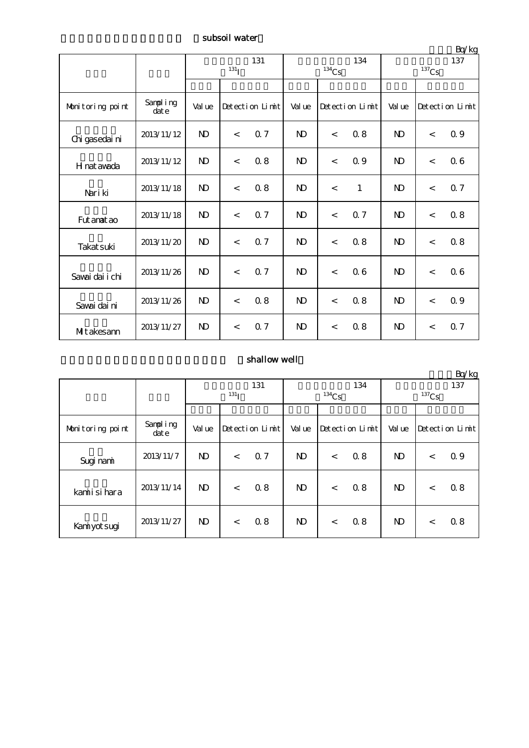## subsoil water

Bq/kg

| | | 131 $^{131}$I | | 134 $^{134}$Cs | | 137 $^{137}$Cs | |
|---|---|---|---|---|---|---|---|
| Monitoring point | Sampling date | Value | Detection Limit | Value | Detection Limit | Value | Detection Limit |
| Chigasedaini | 2013/11/12 | ND | < 0.7 | ND | < 0.8 | ND | < 0.9 |
| Hinatawada | 2013/11/12 | ND | < 0.8 | ND | < 0.9 | ND | < 0.6 |
| Nariki | 2013/11/18 | ND | < 0.8 | ND | < 1 | ND | < 0.7 |
| Futamatao | 2013/11/18 | ND | < 0.7 | ND | < 0.7 | ND | < 0.8 |
| Takatsuki | 2013/11/20 | ND | < 0.7 | ND | < 0.8 | ND | < 0.8 |
| Sawaidaiichi | 2013/11/26 | ND | < 0.7 | ND | < 0.6 | ND | < 0.6 |
| Sawaidaini | 2013/11/26 | ND | < 0.8 | ND | < 0.8 | ND | < 0.9 |
| Mitakesann | 2013/11/27 | ND | < 0.7 | ND | < 0.8 | ND | < 0.7 |

## shallow well

Bq/kg

| | | 131 $^{131}$I | | 134 $^{134}$Cs | | 137 $^{137}$Cs | |
|---|---|---|---|---|---|---|---|
| Monitoring point | Sampling date | Value | Detection Limit | Value | Detection Limit | Value | Detection Limit |
| Suginami | 2013/11/7 | ND | < 0.7 | ND | < 0.8 | ND | < 0.9 |
| kamiisihara | 2013/11/14 | ND | < 0.8 | ND | < 0.8 | ND | < 0.8 |
| Kamiyotsugi | 2013/11/27 | ND | < 0.8 | ND | < 0.8 | ND | < 0.8 |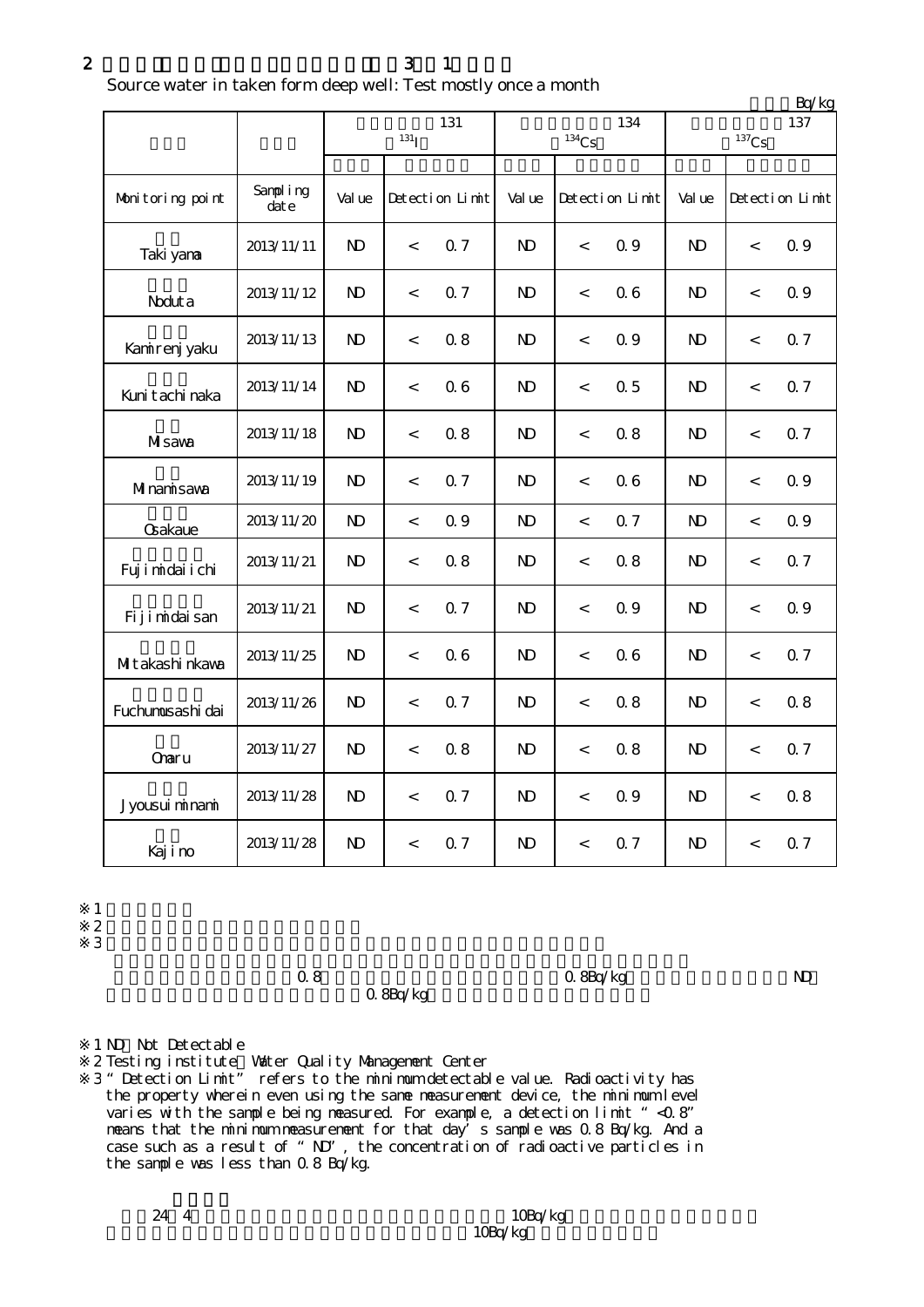2　　　　　　　　　　　　　　　3　1

Source water in taken form deep well: Test mostly once a month

Bq/kg

| | | 131 $^{131}$I | | | 134 $^{134}$Cs | | | 137 $^{137}$Cs | | |
|---|---|---|---|---|---|---|---|---|---|---|
| Monitoring point | Sampling date | Value | Detection Limit | | Value | Detection Limit | | Value | Detection Limit | |
| Takiyama | 2013/11/11 | ND | < | 0.7 | ND | < | 0.9 | ND | < | 0.9 |
| Noduta | 2013/11/12 | ND | < | 0.7 | ND | < | 0.6 | ND | < | 0.9 |
| Kamirenjyaku | 2013/11/13 | ND | < | 0.8 | ND | < | 0.9 | ND | < | 0.7 |
| Kunitachinaka | 2013/11/14 | ND | < | 0.6 | ND | < | 0.5 | ND | < | 0.7 |
| Misawa | 2013/11/18 | ND | < | 0.8 | ND | < | 0.8 | ND | < | 0.7 |
| Minamisawa | 2013/11/19 | ND | < | 0.7 | ND | < | 0.6 | ND | < | 0.9 |
| Osakaue | 2013/11/20 | ND | < | 0.9 | ND | < | 0.7 | ND | < | 0.9 |
| Fujimidaiichi | 2013/11/21 | ND | < | 0.8 | ND | < | 0.8 | ND | < | 0.7 |
| Fijimidaisan | 2013/11/21 | ND | < | 0.7 | ND | < | 0.9 | ND | < | 0.9 |
| Mitakashinkawa | 2013/11/25 | ND | < | 0.6 | ND | < | 0.6 | ND | < | 0.7 |
| Fuchumusashidai | 2013/11/26 | ND | < | 0.7 | ND | < | 0.8 | ND | < | 0.8 |
| Omaru | 2013/11/27 | ND | < | 0.8 | ND | < | 0.8 | ND | < | 0.7 |
| Jyousuiminami | 2013/11/28 | ND | < | 0.7 | ND | < | 0.9 | ND | < | 0.8 |
| Kajino | 2013/11/28 | ND | < | 0.7 | ND | < | 0.7 | ND | < | 0.7 |

※1
※2
※3

0.8　　　　　　　　　　　　　0.8Bq/kg　　　　　　　　　ND
0.8Bq/kg

※1 ND：Not Detectable
※2 Testing institute：Water Quality Management Center
※3 "Detection Limit" refers to the minimum detectable value. Radioactivity has the property wherein even using the same measurement device, the minimum level varies with the sample being measured. For example, a detection limit "<0.8" means that the minimum measurement for that day's sample was 0.8 Bq/kg. And a case such as a result of "ND", the concentration of radioactive particles in the sample was less than 0.8 Bq/kg.

24　4　　　　　　　　　　　　　10Bq/kg
10Bq/kg